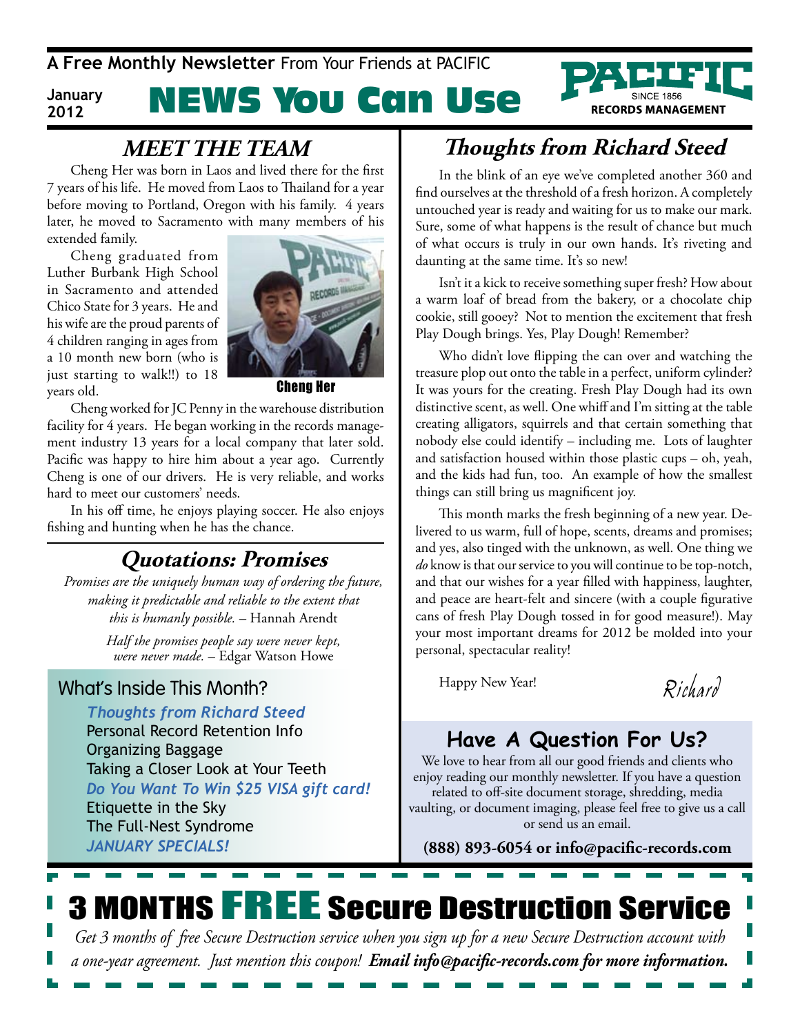**A Free Monthly Newsletter** From Your Friends at PACIFIC

January 2012

# NEWS You Can Use

PACIFIC SINCE 1856 RECORDS MANAGEMENT

## MEET THE TEAM

Cheng Her was born in Laos and lived there for the first 7 years of his life. He moved from Laos to Thailand for a year before moving to Portland, Oregon with his family. 4 years later, he moved to Sacramento with many members of his extended family.

Cheng graduated from Luther Burbank High School in Sacramento and attended Chico State for 3 years. He and his wife are the proud parents of 4 children ranging in ages from a 10 month new born (who is just starting to walk!!) to 18 years old.

Cheng Her

Cheng worked for JC Penny in the warehouse distribution facility for 4 years. He began working in the records management industry 13 years for a local company that later sold. Pacific was happy to hire him about a year ago. Currently Cheng is one of our drivers. He is very reliable, and works hard to meet our customers' needs.

In his off time, he enjoys playing soccer. He also enjoys fishing and hunting when he has the chance.

## Quotations: Promises

*Promises are the uniquely human way of ordering the future, making it predictable and reliable to the extent that this is humanly possible.* – Hannah Arendt

*Half the promises people say were never kept, were never made.* – Edgar Watson Howe

### What's Inside This Month?

- *Thoughts from Richard Steed*
- Personal Record Retention Info
- Organizing Baggage
- Taking a Closer Look at Your Teeth
- *Do You Want To Win $25 VISA gift card!*
- Etiquette in the Sky
- The Full-Nest Syndrome
- *JANUARY SPECIALS!*

## Thoughts from Richard Steed

In the blink of an eye we've completed another 360 and find ourselves at the threshold of a fresh horizon. A completely untouched year is ready and waiting for us to make our mark. Sure, some of what happens is the result of chance but much of what occurs is truly in our own hands. It's riveting and daunting at the same time. It's so new!

Isn't it a kick to receive something super fresh? How about a warm loaf of bread from the bakery, or a chocolate chip cookie, still gooey? Not to mention the excitement that fresh Play Dough brings. Yes, Play Dough! Remember?

Who didn't love flipping the can over and watching the treasure plop out onto the table in a perfect, uniform cylinder? It was yours for the creating. Fresh Play Dough had its own distinctive scent, as well. One whiff and I'm sitting at the table creating alligators, squirrels and that certain something that nobody else could identify – including me. Lots of laughter and satisfaction housed within those plastic cups – oh, yeah, and the kids had fun, too. An example of how the smallest things can still bring us magnificent joy.

This month marks the fresh beginning of a new year. Delivered to us warm, full of hope, scents, dreams and promises; and yes, also tinged with the unknown, as well. One thing we *do* know is that our service to you will continue to be top-notch, and that our wishes for a year filled with happiness, laughter, and peace are heart-felt and sincere (with a couple figurative cans of fresh Play Dough tossed in for good measure!). May your most important dreams for 2012 be molded into your personal, spectacular reality!

Happy New Year!

Richard

## Have A Question For Us?

We love to hear from all our good friends and clients who enjoy reading our monthly newsletter. If you have a question related to off-site document storage, shredding, media vaulting, or document imaging, please feel free to give us a call or send us an email.

**(888) 893-6054 or info@pacific-records.com**

## 3 MONTHS FREE Secure Destruction Service

*Get 3 months of free Secure Destruction service when you sign up for a new Secure Destruction account with a one-year agreement. Just mention this coupon!* ***Email info@pacific-records.com for more information.***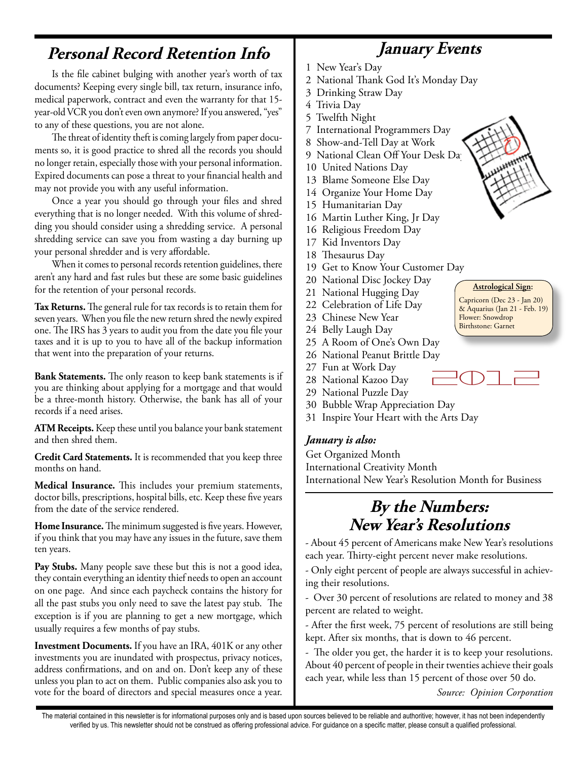## Personal Record Retention Info

Is the file cabinet bulging with another year's worth of tax documents? Keeping every single bill, tax return, insurance info, medical paperwork, contract and even the warranty for that 15-year-old VCR you don't even own anymore? If you answered, "yes" to any of these questions, you are not alone.

The threat of identity theft is coming largely from paper documents so, it is good practice to shred all the records you should no longer retain, especially those with your personal information. Expired documents can pose a threat to your financial health and may not provide you with any useful information.

Once a year you should go through your files and shred everything that is no longer needed. With this volume of shredding you should consider using a shredding service. A personal shredding service can save you from wasting a day burning up your personal shredder and is very affordable.

When it comes to personal records retention guidelines, there aren't any hard and fast rules but these are some basic guidelines for the retention of your personal records.

**Tax Returns.** The general rule for tax records is to retain them for seven years. When you file the new return shred the newly expired one. The IRS has 3 years to audit you from the date you file your taxes and it is up to you to have all of the backup information that went into the preparation of your returns.

**Bank Statements.** The only reason to keep bank statements is if you are thinking about applying for a mortgage and that would be a three-month history. Otherwise, the bank has all of your records if a need arises.

**ATM Receipts.** Keep these until you balance your bank statement and then shred them.

**Credit Card Statements.** It is recommended that you keep three months on hand.

**Medical Insurance.** This includes your premium statements, doctor bills, prescriptions, hospital bills, etc. Keep these five years from the date of the service rendered.

**Home Insurance.** The minimum suggested is five years. However, if you think that you may have any issues in the future, save them ten years.

**Pay Stubs.** Many people save these but this is not a good idea, they contain everything an identity thief needs to open an account on one page. And since each paycheck contains the history for all the past stubs you only need to save the latest pay stub. The exception is if you are planning to get a new mortgage, which usually requires a few months of pay stubs.

**Investment Documents.** If you have an IRA, 401K or any other investments you are inundated with prospectus, privacy notices, address confirmations, and on and on. Don't keep any of these unless you plan to act on them. Public companies also ask you to vote for the board of directors and special measures once a year.

## January Events

1 New Year's Day
2 National Thank God It's Monday Day
3 Drinking Straw Day
4 Trivia Day
5 Twelfth Night
7 International Programmers Day
8 Show-and-Tell Day at Work
9 National Clean Off Your Desk Day
10 United Nations Day
13 Blame Someone Else Day
14 Organize Your Home Day
15 Humanitarian Day
16 Martin Luther King, Jr Day
16 Religious Freedom Day
17 Kid Inventors Day
18 Thesaurus Day
19 Get to Know Your Customer Day
20 National Disc Jockey Day
21 National Hugging Day
22 Celebration of Life Day
23 Chinese New Year
24 Belly Laugh Day
25 A Room of One's Own Day
26 National Peanut Brittle Day
27 Fun at Work Day
28 National Kazoo Day
29 National Puzzle Day
30 Bubble Wrap Appreciation Day
31 Inspire Your Heart with the Arts Day

**Astrological Sign:**
Capricorn (Dec 23 - Jan 20) & Aquarius (Jan 21 - Feb. 19)
Flower: Snowdrop
Birthstone: Garnet

2012

### *January is also:*

Get Organized Month
International Creativity Month
International New Year's Resolution Month for Business

## By the Numbers: New Year's Resolutions

- About 45 percent of Americans make New Year's resolutions each year. Thirty-eight percent never make resolutions.
- Only eight percent of people are always successful in achieving their resolutions.
- Over 30 percent of resolutions are related to money and 38 percent are related to weight.
- After the first week, 75 percent of resolutions are still being kept. After six months, that is down to 46 percent.
- The older you get, the harder it is to keep your resolutions. About 40 percent of people in their twenties achieve their goals each year, while less than 15 percent of those over 50 do.

*Source: Opinion Corporation*

The material contained in this newsletter is for informational purposes only and is based upon sources believed to be reliable and authoritive; however, it has not been independently verified by us. This newsletter should not be construed as offering professional advice. For guidance on a specific matter, please consult a qualified professional.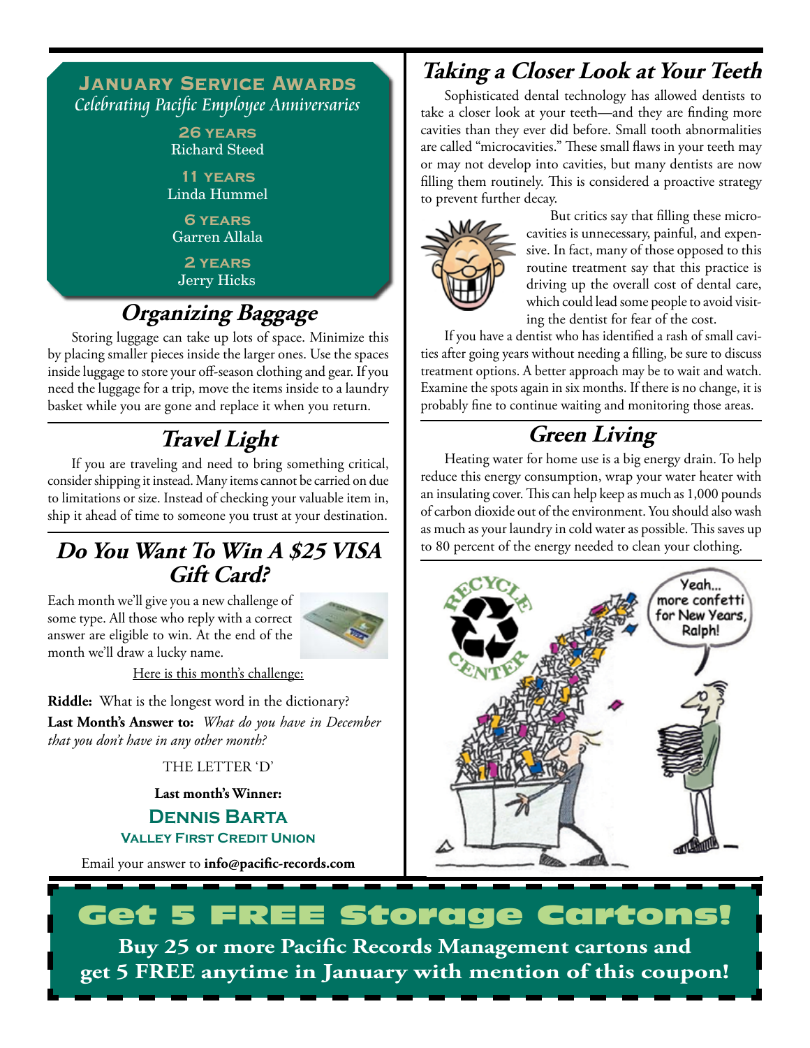## January Service Awards

*Celebrating Pacific Employee Anniversaries*

**26 years**
Richard Steed

**11 years**
Linda Hummel

**6 years**
Garren Allala

**2 years**
Jerry Hicks

## Organizing Baggage

Storing luggage can take up lots of space. Minimize this by placing smaller pieces inside the larger ones. Use the spaces inside luggage to store your off-season clothing and gear. If you need the luggage for a trip, move the items inside to a laundry basket while you are gone and replace it when you return.

## Travel Light

If you are traveling and need to bring something critical, consider shipping it instead. Many items cannot be carried on due to limitations or size. Instead of checking your valuable item in, ship it ahead of time to someone you trust at your destination.

## Do You Want To Win A $25 VISA Gift Card?

Each month we'll give you a new challenge of some type. All those who reply with a correct answer are eligible to win. At the end of the month we'll draw a lucky name.

Here is this month's challenge:

**Riddle:** What is the longest word in the dictionary?

**Last Month's Answer to:** *What do you have in December that you don't have in any other month?*

THE LETTER 'D'

**Last month's Winner:**

**Dennis Barta**
**Valley First Credit Union**

Email your answer to **info@pacific-records.com**

## Taking a Closer Look at Your Teeth

Sophisticated dental technology has allowed dentists to take a closer look at your teeth—and they are finding more cavities than they ever did before. Small tooth abnormalities are called "microcavities." These small flaws in your teeth may or may not develop into cavities, but many dentists are now filling them routinely. This is considered a proactive strategy to prevent further decay.

But critics say that filling these microcavities is unnecessary, painful, and expensive. In fact, many of those opposed to this routine treatment say that this practice is driving up the overall cost of dental care, which could lead some people to avoid visiting the dentist for fear of the cost.

If you have a dentist who has identified a rash of small cavities after going years without needing a filling, be sure to discuss treatment options. A better approach may be to wait and watch. Examine the spots again in six months. If there is no change, it is probably fine to continue waiting and monitoring those areas.

## Green Living

Heating water for home use is a big energy drain. To help reduce this energy consumption, wrap your water heater with an insulating cover. This can help keep as much as 1,000 pounds of carbon dioxide out of the environment. You should also wash as much as your laundry in cold water as possible. This saves up to 80 percent of the energy needed to clean your clothing.

## Get 5 FREE Storage Cartons!

**Buy 25 or more Pacific Records Management cartons and get 5 FREE anytime in January with mention of this coupon!**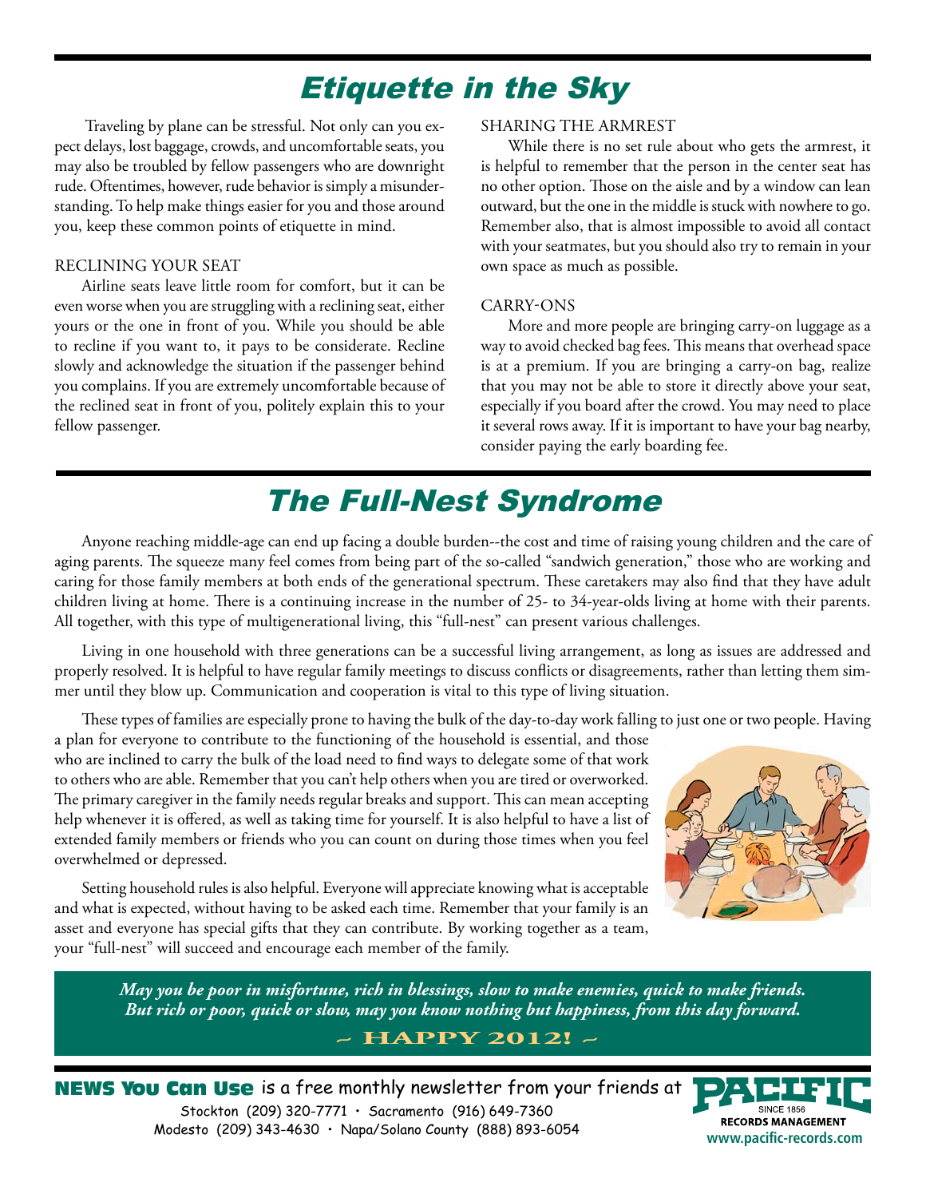# Etiquette in the Sky

Traveling by plane can be stressful. Not only can you expect delays, lost baggage, crowds, and uncomfortable seats, you may also be troubled by fellow passengers who are downright rude. Oftentimes, however, rude behavior is simply a misunderstanding. To help make things easier for you and those around you, keep these common points of etiquette in mind.

## RECLINING YOUR SEAT

Airline seats leave little room for comfort, but it can be even worse when you are struggling with a reclining seat, either yours or the one in front of you. While you should be able to recline if you want to, it pays to be considerate. Recline slowly and acknowledge the situation if the passenger behind you complains. If you are extremely uncomfortable because of the reclined seat in front of you, politely explain this to your fellow passenger.

## SHARING THE ARMREST

While there is no set rule about who gets the armrest, it is helpful to remember that the person in the center seat has no other option. Those on the aisle and by a window can lean outward, but the one in the middle is stuck with nowhere to go. Remember also, that is almost impossible to avoid all contact with your seatmates, but you should also try to remain in your own space as much as possible.

## CARRY-ONS

More and more people are bringing carry-on luggage as a way to avoid checked bag fees. This means that overhead space is at a premium. If you are bringing a carry-on bag, realize that you may not be able to store it directly above your seat, especially if you board after the crowd. You may need to place it several rows away. If it is important to have your bag nearby, consider paying the early boarding fee.

# The Full-Nest Syndrome

Anyone reaching middle-age can end up facing a double burden--the cost and time of raising young children and the care of aging parents. The squeeze many feel comes from being part of the so-called "sandwich generation," those who are working and caring for those family members at both ends of the generational spectrum. These caretakers may also find that they have adult children living at home. There is a continuing increase in the number of 25- to 34-year-olds living at home with their parents. All together, with this type of multigenerational living, this "full-nest" can present various challenges.

Living in one household with three generations can be a successful living arrangement, as long as issues are addressed and properly resolved. It is helpful to have regular family meetings to discuss conflicts or disagreements, rather than letting them simmer until they blow up. Communication and cooperation is vital to this type of living situation.

These types of families are especially prone to having the bulk of the day-to-day work falling to just one or two people. Having a plan for everyone to contribute to the functioning of the household is essential, and those who are inclined to carry the bulk of the load need to find ways to delegate some of that work to others who are able. Remember that you can't help others when you are tired or overworked. The primary caregiver in the family needs regular breaks and support. This can mean accepting help whenever it is offered, as well as taking time for yourself. It is also helpful to have a list of extended family members or friends who you can count on during those times when you feel overwhelmed or depressed.

Setting household rules is also helpful. Everyone will appreciate knowing what is acceptable and what is expected, without having to be asked each time. Remember that your family is an asset and everyone has special gifts that they can contribute. By working together as a team, your "full-nest" will succeed and encourage each member of the family.

***May you be poor in misfortune, rich in blessings, slow to make enemies, quick to make friends. But rich or poor, quick or slow, may you know nothing but happiness, from this day forward.***

**~ HAPPY 2012! ~**

**NEWS You Can Use** is a free monthly newsletter from your friends at

Stockton (209) 320-7771 • Sacramento (916) 649-7360
Modesto (209) 343-4630 • Napa/Solano County (888) 893-6054

**PACIFIC** SINCE 1856 **RECORDS MANAGEMENT**
www.pacific-records.com